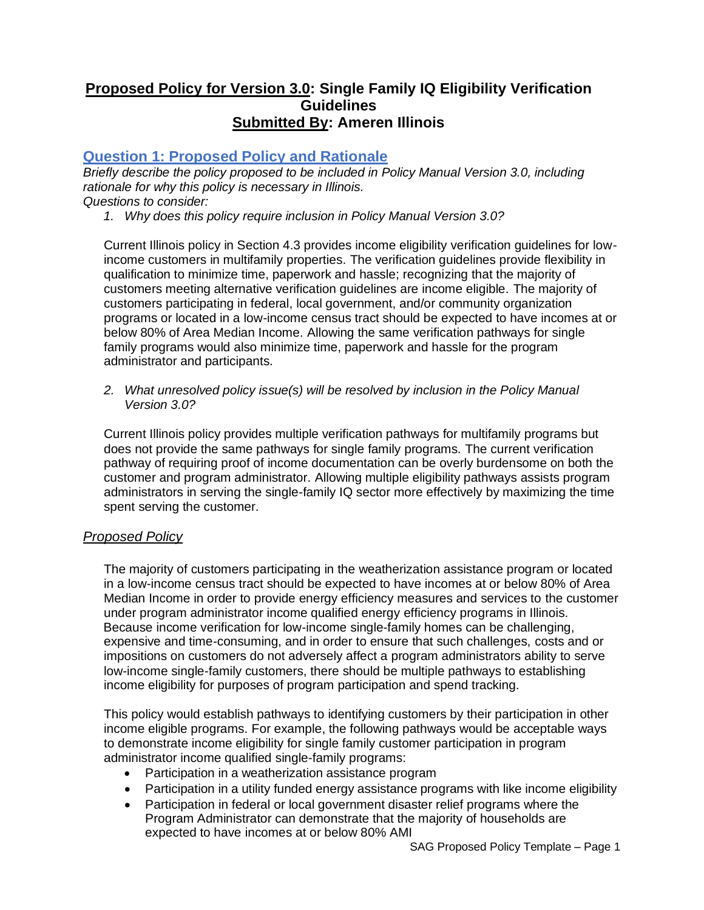# **Proposed Policy for Version 3.0: Single Family IQ Eligibility Verification Guidelines**
# **Submitted By: Ameren Illinois**

## Question 1: Proposed Policy and Rationale

*Briefly describe the policy proposed to be included in Policy Manual Version 3.0, including rationale for why this policy is necessary in Illinois.*
*Questions to consider:*

1. *Why does this policy require inclusion in Policy Manual Version 3.0?*

Current Illinois policy in Section 4.3 provides income eligibility verification guidelines for low-income customers in multifamily properties. The verification guidelines provide flexibility in qualification to minimize time, paperwork and hassle; recognizing that the majority of customers meeting alternative verification guidelines are income eligible. The majority of customers participating in federal, local government, and/or community organization programs or located in a low-income census tract should be expected to have incomes at or below 80% of Area Median Income. Allowing the same verification pathways for single family programs would also minimize time, paperwork and hassle for the program administrator and participants.

2. *What unresolved policy issue(s) will be resolved by inclusion in the Policy Manual Version 3.0?*

Current Illinois policy provides multiple verification pathways for multifamily programs but does not provide the same pathways for single family programs. The current verification pathway of requiring proof of income documentation can be overly burdensome on both the customer and program administrator. Allowing multiple eligibility pathways assists program administrators in serving the single-family IQ sector more effectively by maximizing the time spent serving the customer.

### *Proposed Policy*

The majority of customers participating in the weatherization assistance program or located in a low-income census tract should be expected to have incomes at or below 80% of Area Median Income in order to provide energy efficiency measures and services to the customer under program administrator income qualified energy efficiency programs in Illinois. Because income verification for low-income single-family homes can be challenging, expensive and time-consuming, and in order to ensure that such challenges, costs and or impositions on customers do not adversely affect a program administrators ability to serve low-income single-family customers, there should be multiple pathways to establishing income eligibility for purposes of program participation and spend tracking.

This policy would establish pathways to identifying customers by their participation in other income eligible programs. For example, the following pathways would be acceptable ways to demonstrate income eligibility for single family customer participation in program administrator income qualified single-family programs:

- Participation in a weatherization assistance program
- Participation in a utility funded energy assistance programs with like income eligibility
- Participation in federal or local government disaster relief programs where the Program Administrator can demonstrate that the majority of households are expected to have incomes at or below 80% AMI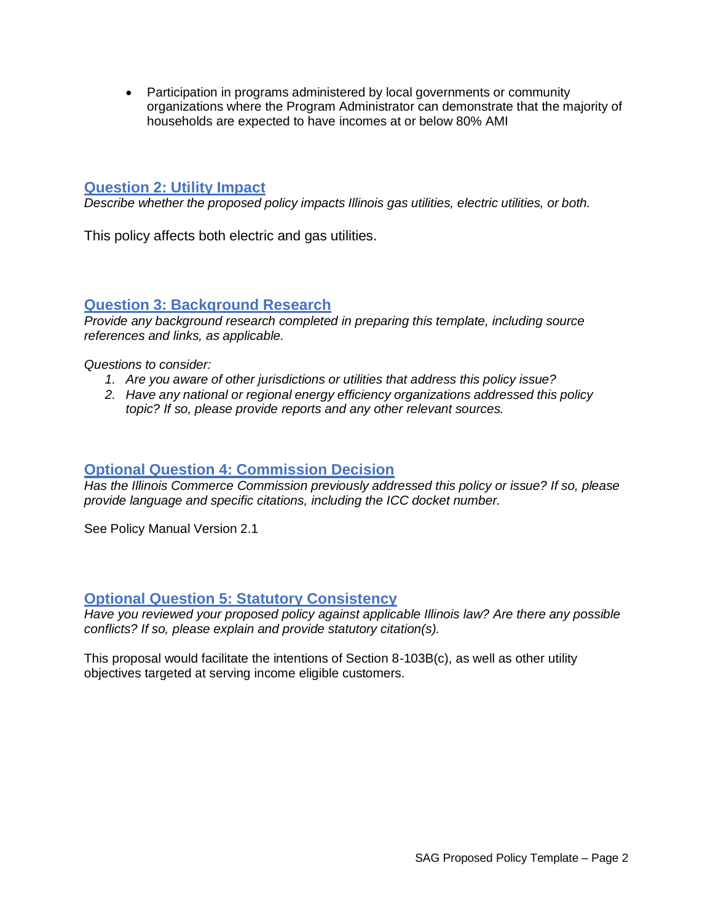- Participation in programs administered by local governments or community organizations where the Program Administrator can demonstrate that the majority of households are expected to have incomes at or below 80% AMI

## Question 2: Utility Impact

*Describe whether the proposed policy impacts Illinois gas utilities, electric utilities, or both.*

This policy affects both electric and gas utilities.

## Question 3: Background Research

*Provide any background research completed in preparing this template, including source references and links, as applicable.*

*Questions to consider:*

1. *Are you aware of other jurisdictions or utilities that address this policy issue?*
2. *Have any national or regional energy efficiency organizations addressed this policy topic? If so, please provide reports and any other relevant sources.*

## Optional Question 4: Commission Decision

*Has the Illinois Commerce Commission previously addressed this policy or issue? If so, please provide language and specific citations, including the ICC docket number.*

See Policy Manual Version 2.1

## Optional Question 5: Statutory Consistency

*Have you reviewed your proposed policy against applicable Illinois law? Are there any possible conflicts? If so, please explain and provide statutory citation(s).*

This proposal would facilitate the intentions of Section 8-103B(c), as well as other utility objectives targeted at serving income eligible customers.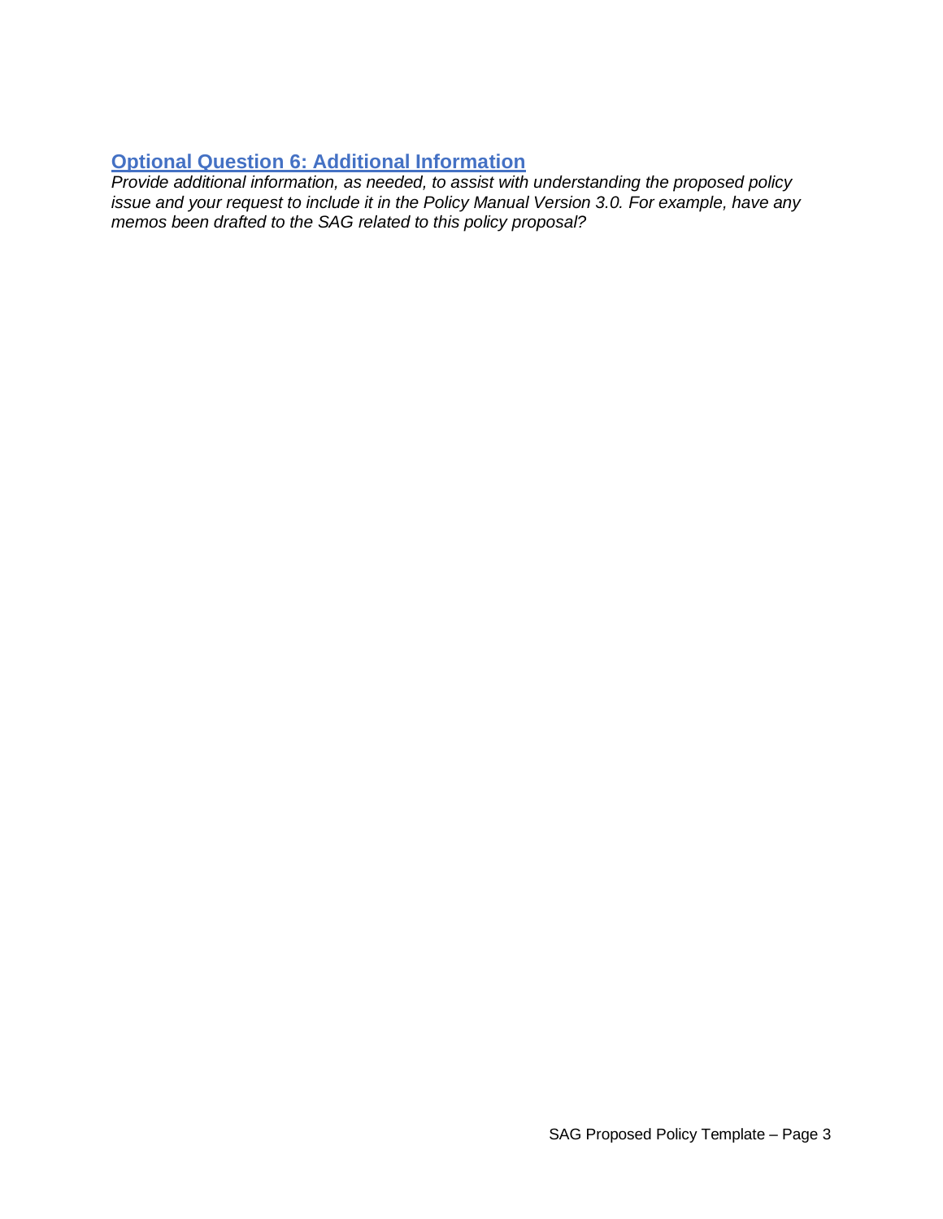## Optional Question 6: Additional Information

*Provide additional information, as needed, to assist with understanding the proposed policy issue and your request to include it in the Policy Manual Version 3.0. For example, have any memos been drafted to the SAG related to this policy proposal?*